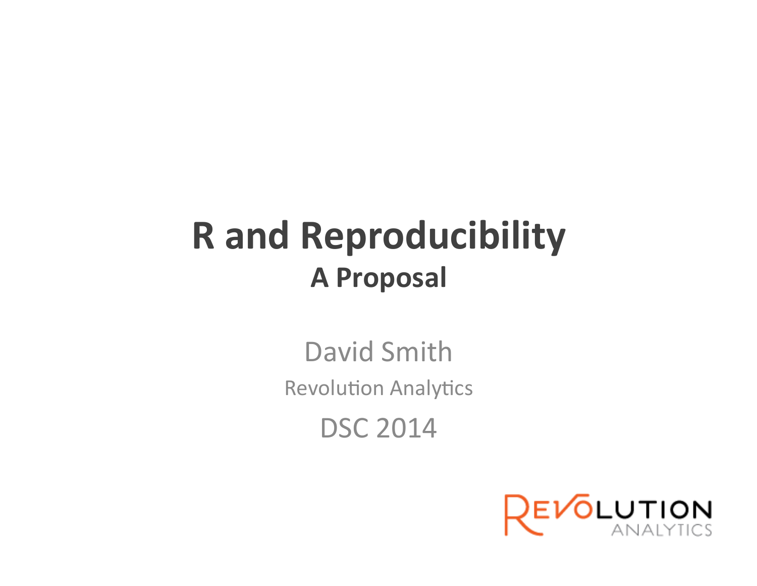# R and Reproducibility

## A Proposal

David Smith

Revolution Analytics

DSC 2014

REVOLUTION ANALYTICS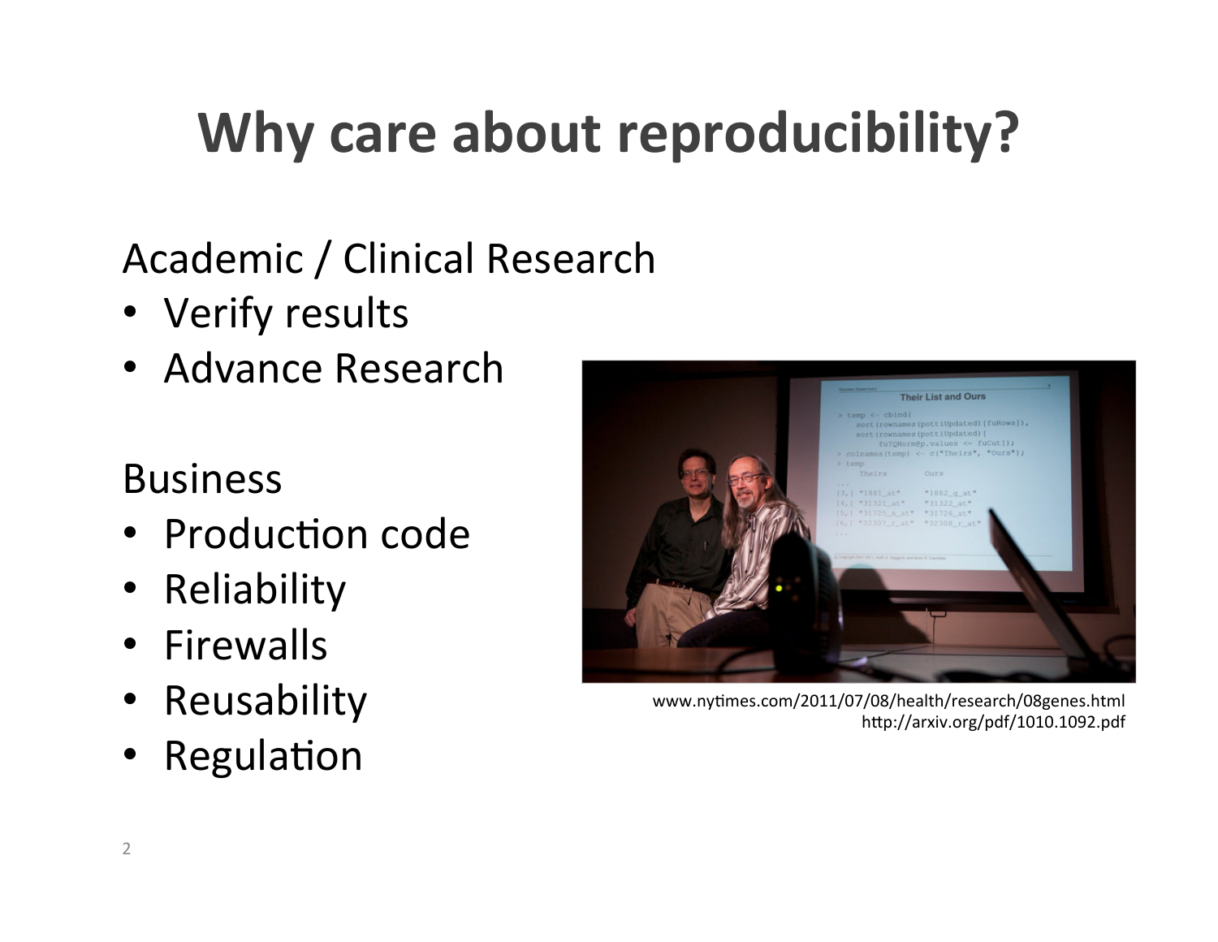# Why care about reproducibility?

Academic / Clinical Research

- Verify results
- Advance Research

Business

- Production code
- Reliability
- Firewalls
- Reusability
- Regulation

www.nytimes.com/2011/07/08/health/research/08genes.html
http://arxiv.org/pdf/1010.1092.pdf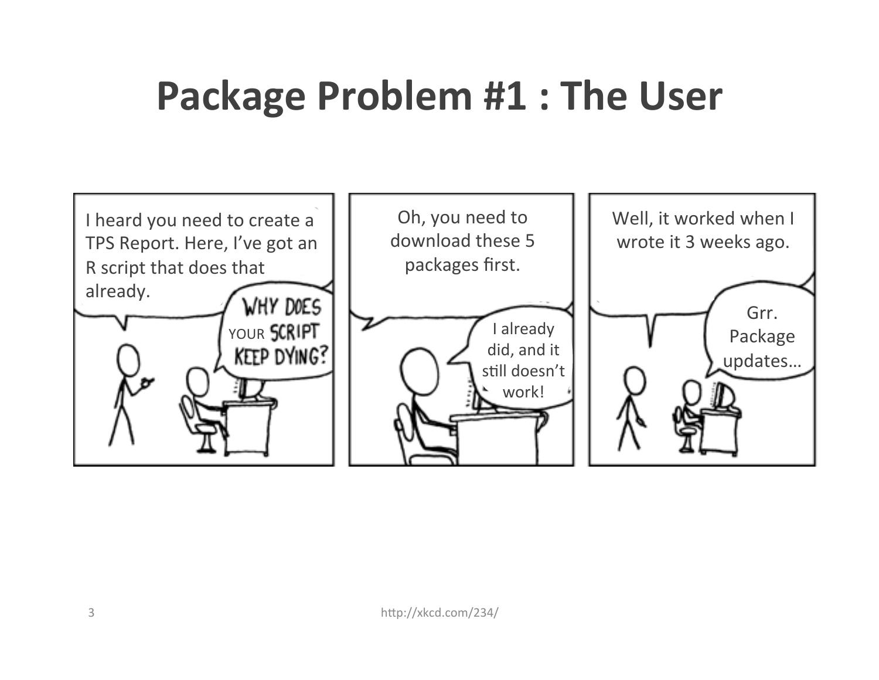# Package Problem #1 : The User

I heard you need to create a TPS Report. Here, I've got an R script that does that already.

WHY DOES YOUR SCRIPT KEEP DYING?

Oh, you need to download these 5 packages first.

I already did, and it still doesn't work!

Well, it worked when I wrote it 3 weeks ago.

Grr. Package updates…

http://xkcd.com/234/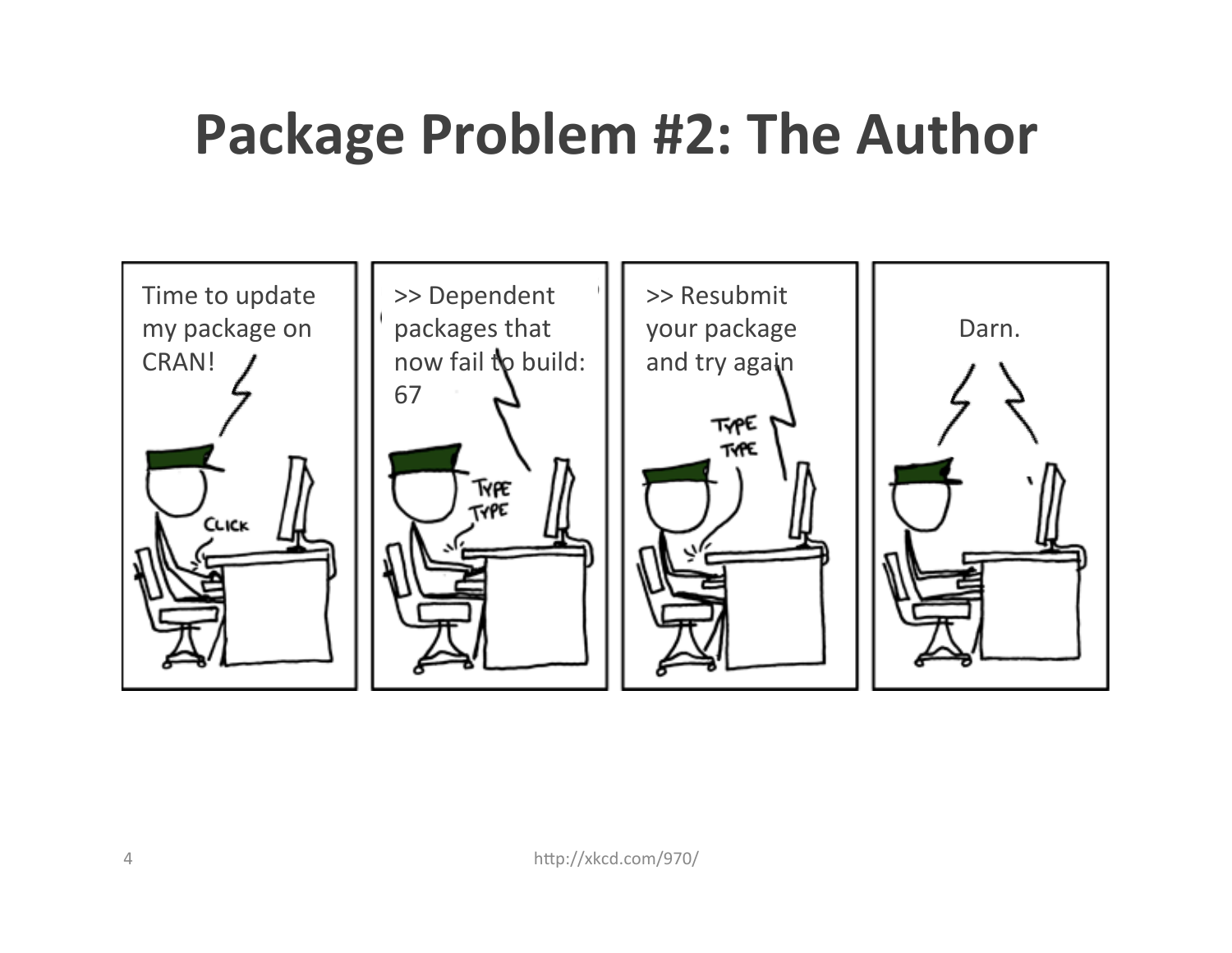# Package Problem #2: The Author

Time to update my package on CRAN!

CLICK

>> Dependent packages that now fail to build: 67

TYPE TYPE

>> Resubmit your package and try again

TYPE TYPE

Darn.

http://xkcd.com/970/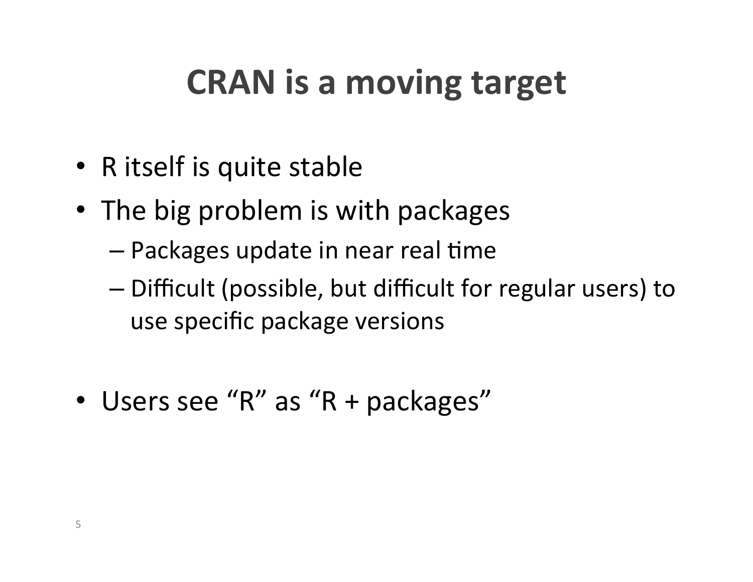# CRAN is a moving target

- R itself is quite stable
- The big problem is with packages
  - Packages update in near real time
  - Difficult (possible, but difficult for regular users) to use specific package versions

- Users see “R” as “R + packages”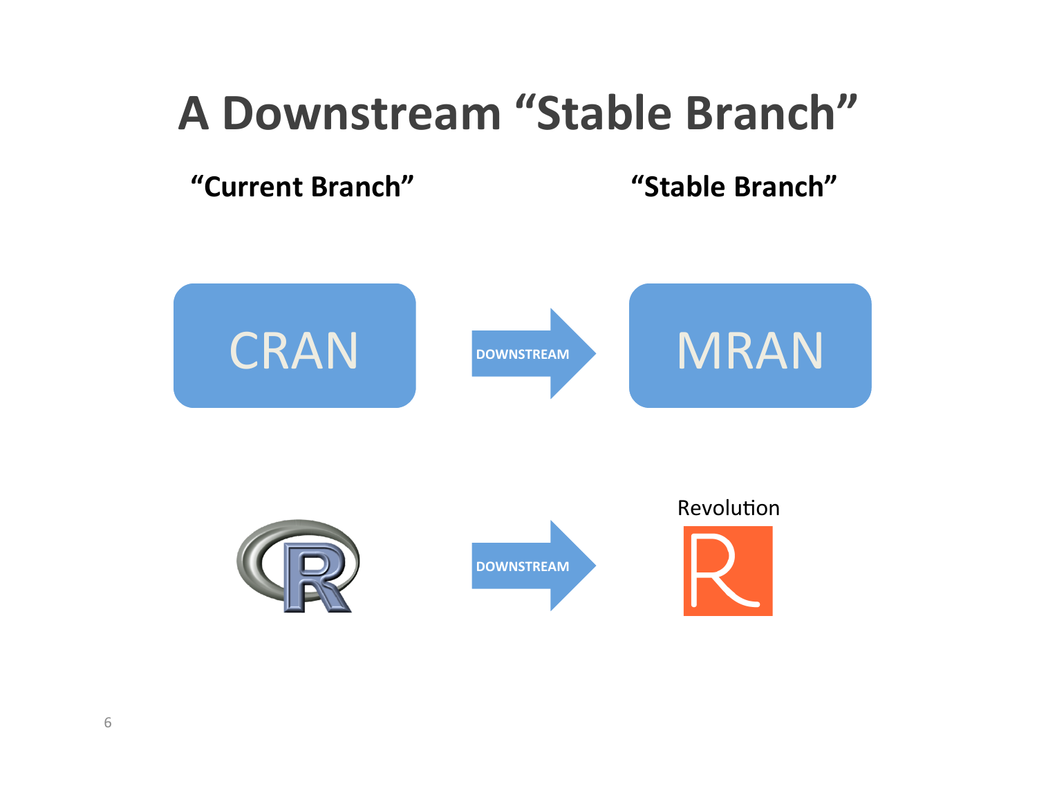# A Downstream "Stable Branch"

**"Current Branch"**

**"Stable Branch"**

CRAN

DOWNSTREAM

MRAN

DOWNSTREAM

Revolution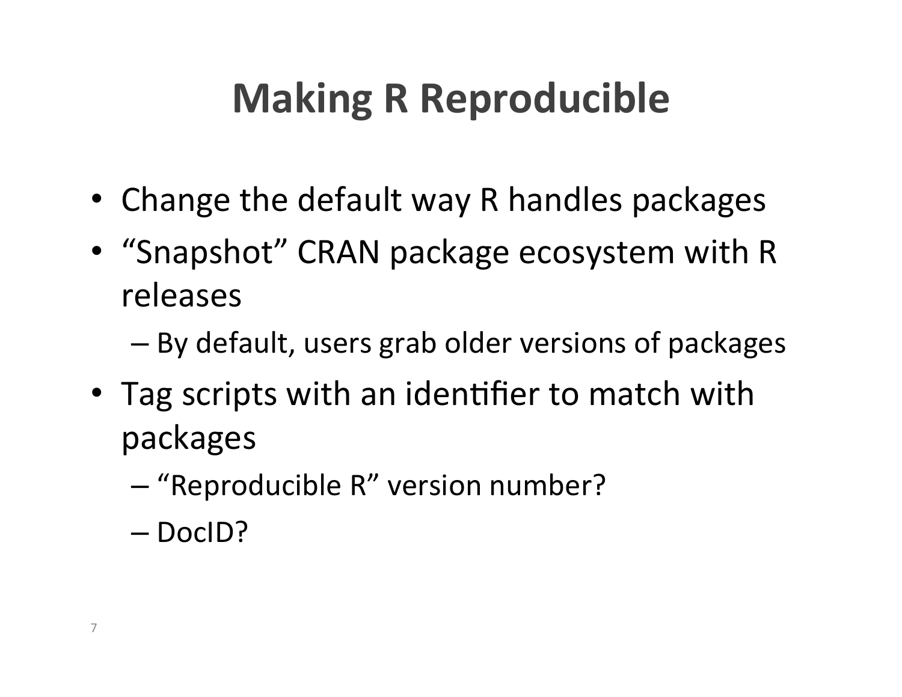# Making R Reproducible

- Change the default way R handles packages
- "Snapshot" CRAN package ecosystem with R releases
  - By default, users grab older versions of packages
- Tag scripts with an identifier to match with packages
  - "Reproducible R" version number?
  - DocID?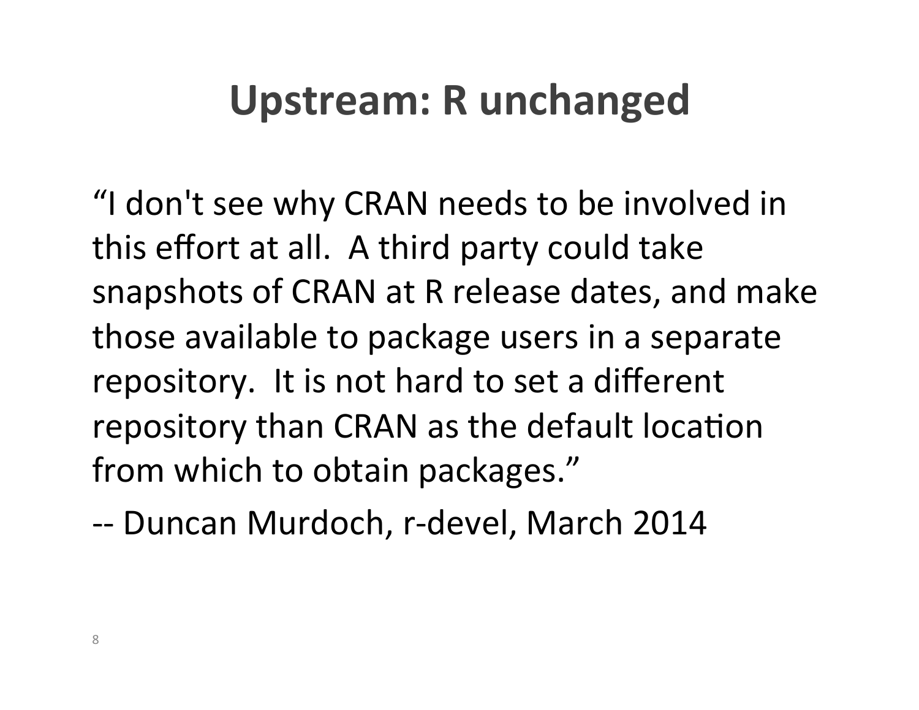# Upstream: R unchanged

"I don't see why CRAN needs to be involved in this effort at all. A third party could take snapshots of CRAN at R release dates, and make those available to package users in a separate repository. It is not hard to set a different repository than CRAN as the default location from which to obtain packages."

-- Duncan Murdoch, r-devel, March 2014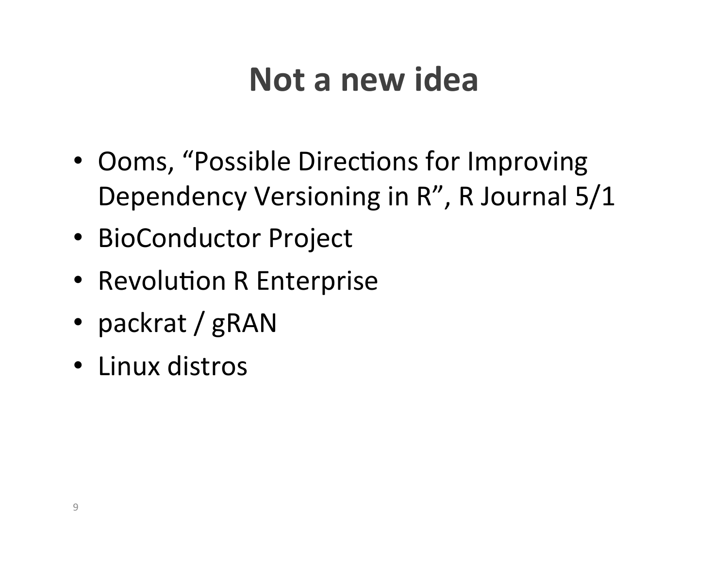# Not a new idea

- Ooms, "Possible Directions for Improving Dependency Versioning in R", R Journal 5/1
- BioConductor Project
- Revolution R Enterprise
- packrat / gRAN
- Linux distros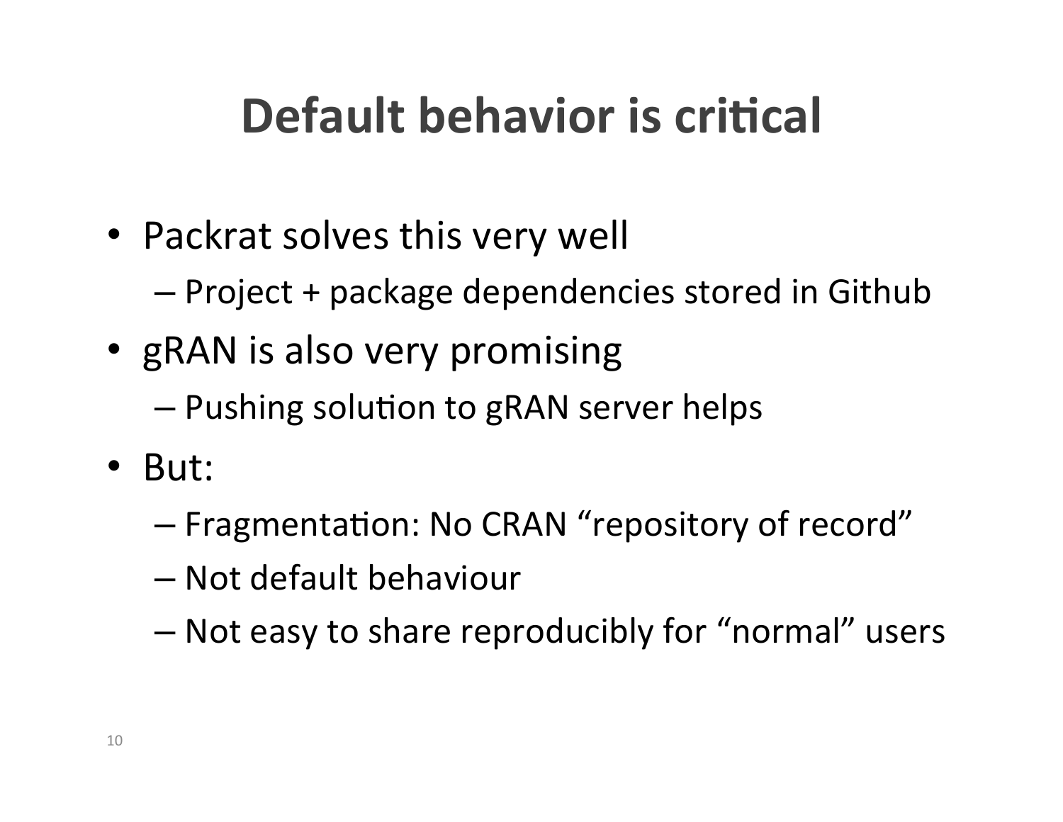# Default behavior is critical

- Packrat solves this very well
  - Project + package dependencies stored in Github
- gRAN is also very promising
  - Pushing solution to gRAN server helps
- But:
  - Fragmentation: No CRAN "repository of record"
  - Not default behaviour
  - Not easy to share reproducibly for "normal" users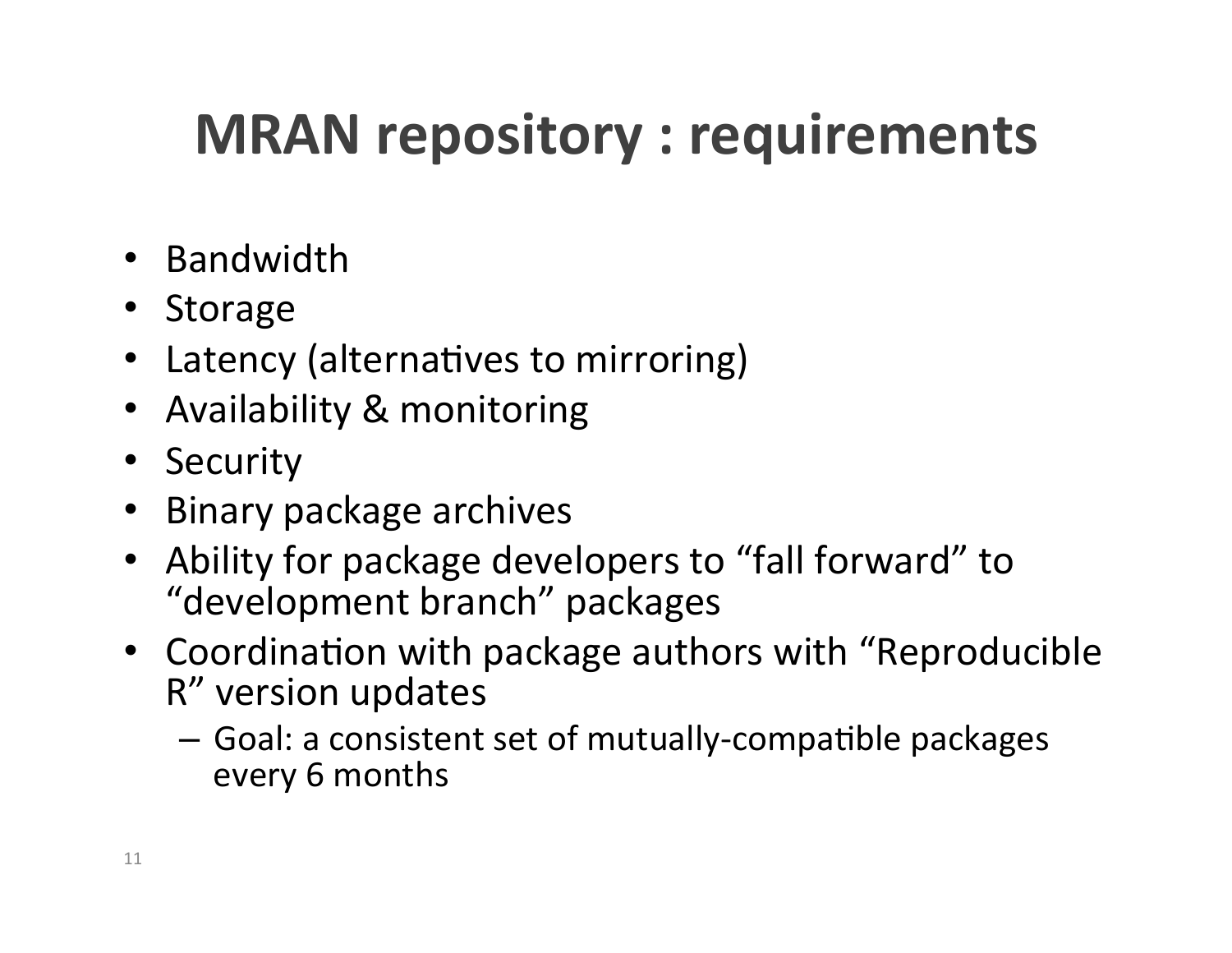# MRAN repository : requirements

- Bandwidth
- Storage
- Latency (alternatives to mirroring)
- Availability & monitoring
- Security
- Binary package archives
- Ability for package developers to “fall forward” to “development branch” packages
- Coordination with package authors with “Reproducible R” version updates
  - Goal: a consistent set of mutually-compatible packages every 6 months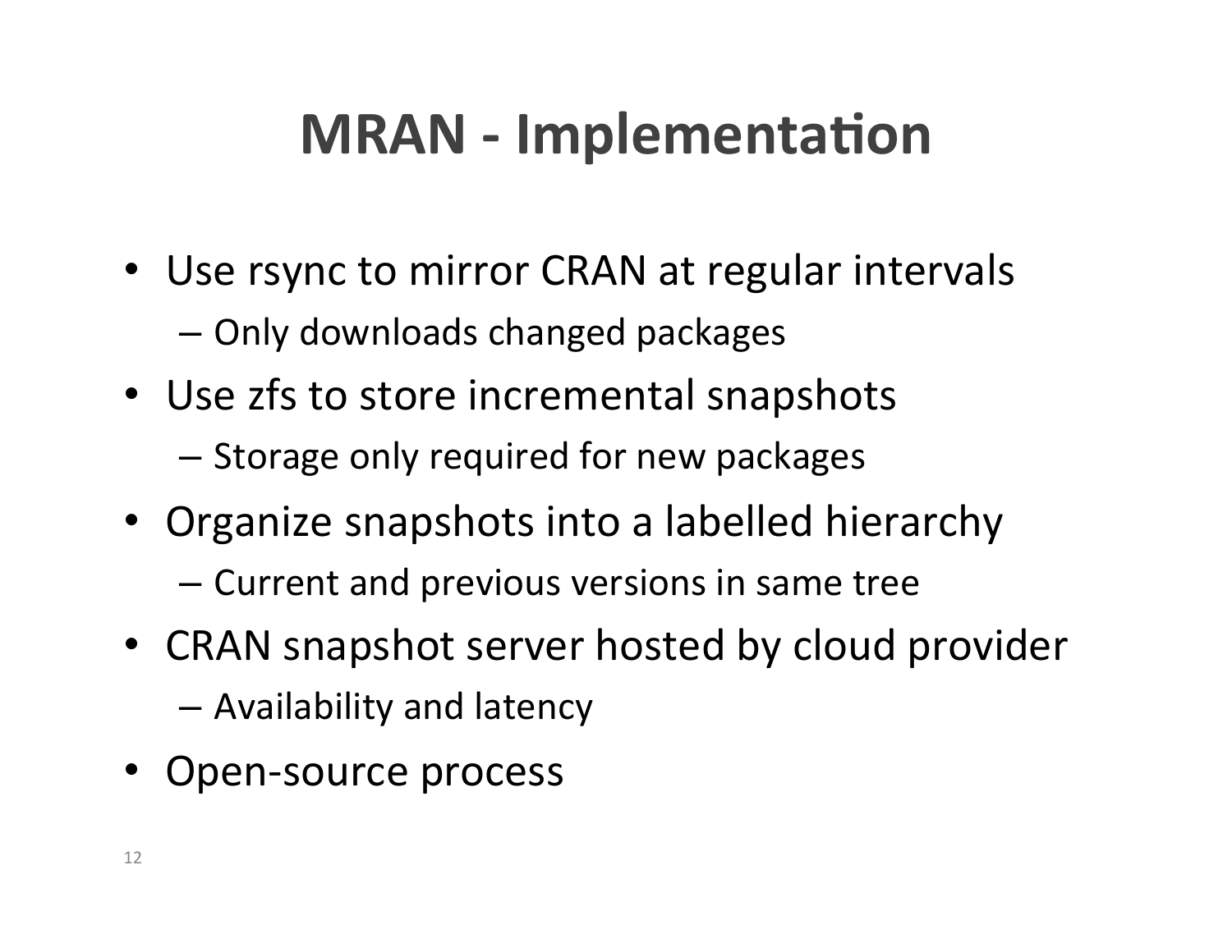# MRAN - Implementation

- Use rsync to mirror CRAN at regular intervals
  - Only downloads changed packages
- Use zfs to store incremental snapshots
  - Storage only required for new packages
- Organize snapshots into a labelled hierarchy
  - Current and previous versions in same tree
- CRAN snapshot server hosted by cloud provider
  - Availability and latency
- Open-source process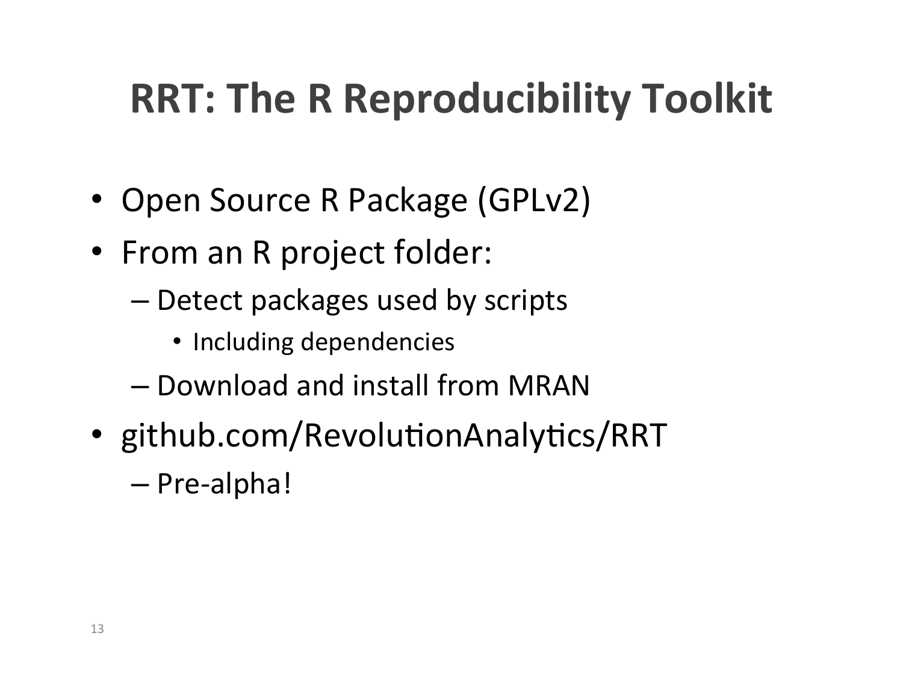# RRT: The R Reproducibility Toolkit

- Open Source R Package (GPLv2)
- From an R project folder:
  - Detect packages used by scripts
    - Including dependencies
  - Download and install from MRAN
- github.com/RevolutionAnalytics/RRT
  - Pre-alpha!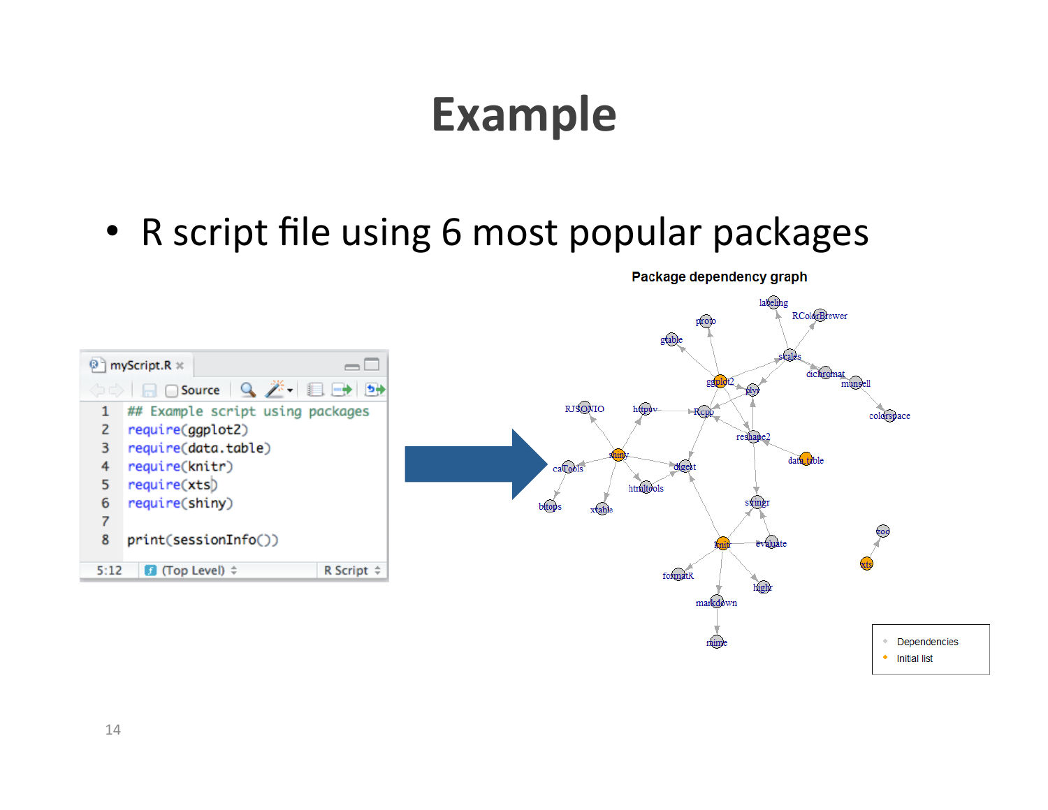# Example

- R script file using 6 most popular packages

```
## Example script using packages
require(ggplot2)
require(data.table)
require(knitr)
require(xts)
require(shiny)

print(sessionInfo())
```

**Package dependency graph**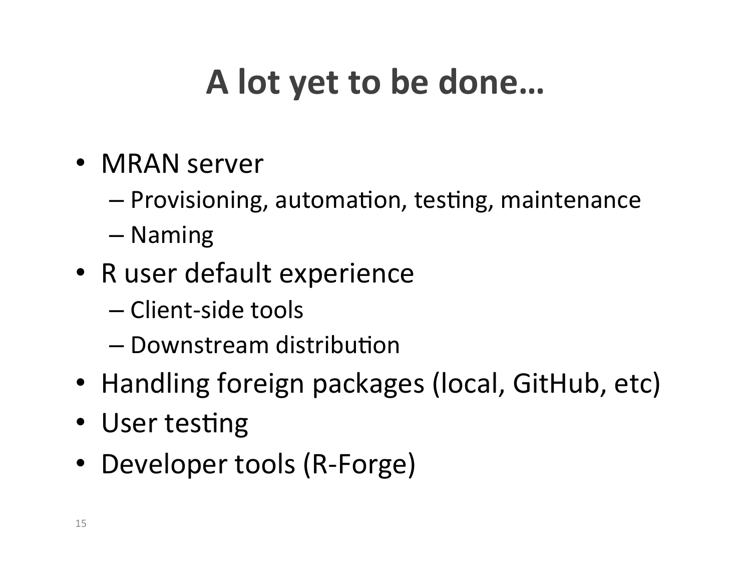# A lot yet to be done…

- MRAN server
  - Provisioning, automation, testing, maintenance
  - Naming
- R user default experience
  - Client-side tools
  - Downstream distribution
- Handling foreign packages (local, GitHub, etc)
- User testing
- Developer tools (R-Forge)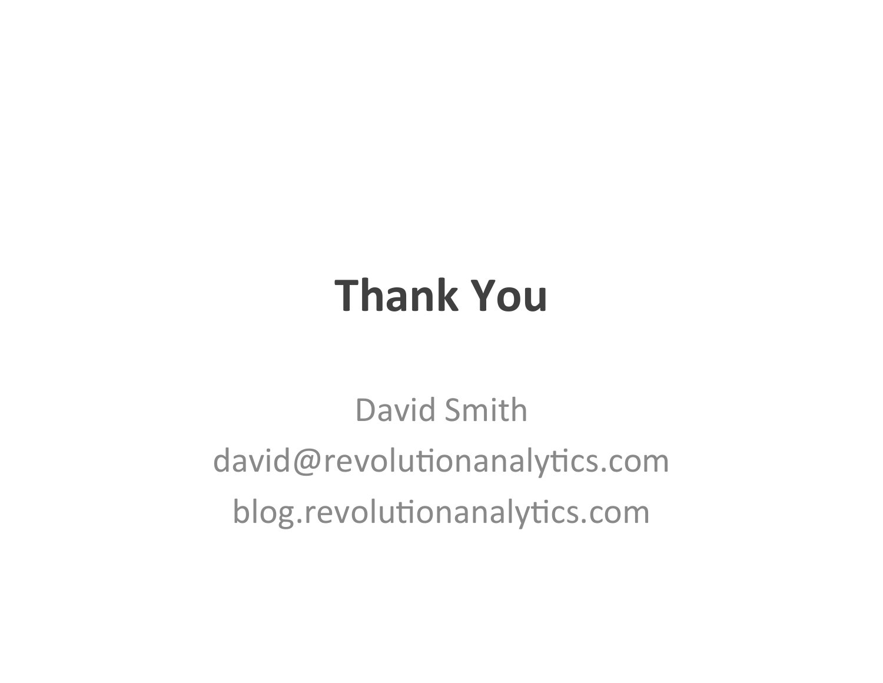# Thank You

David Smith

david@revolutionanalytics.com

blog.revolutionanalytics.com